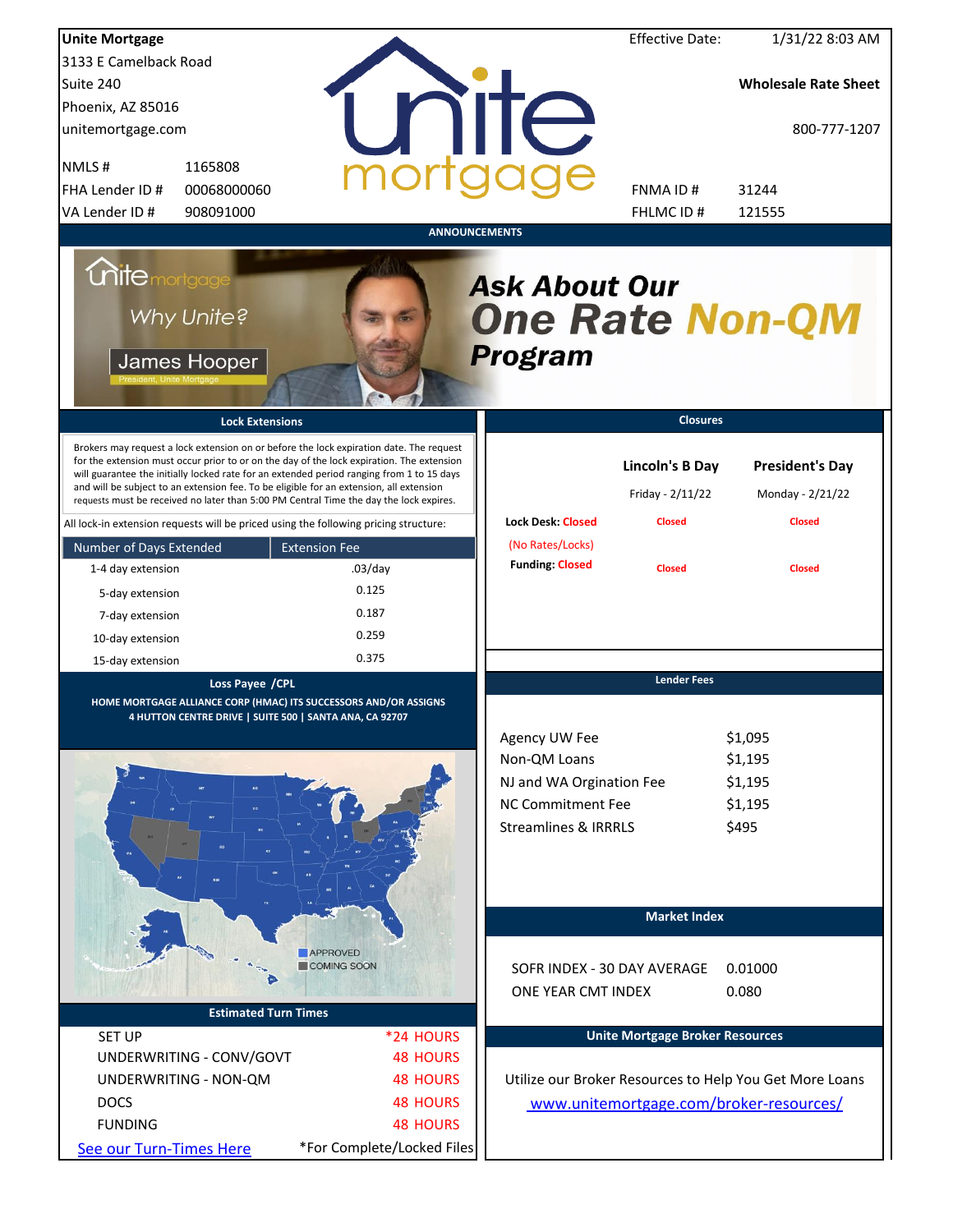**Unite Mortgage**
3133 E Camelback Road
Suite 240
Phoenix, AZ 85016
unitemortgage.com

| | |
|---|---|
| NMLS # | 1165808 |
| FHA Lender ID # | 00068000060 |
| VA Lender ID # | 908091000 |

Effective Date: 1/31/22 8:03 AM

**Wholesale Rate Sheet**

800-777-1207

| | |
|---|---|
| FNMA ID # | 31244 |
| FHLMC ID # | 121555 |

## ANNOUNCEMENTS

unite mortgage — Why Unite? — James Hooper, President, Unite Mortgage

***Ask About Our One Rate Non-QM Program***

## Lock Extensions

Brokers may request a lock extension on or before the lock expiration date. The request for the extension must occur prior to or on the day of the lock expiration. The extension will guarantee the initially locked rate for an extended period ranging from 1 to 15 days and will be subject to an extension fee. To be eligible for an extension, all extension requests must be received no later than 5:00 PM Central Time the day the lock expires.

All lock-in extension requests will be priced using the following pricing structure:

| Number of Days Extended | Extension Fee |
|---|---|
| 1-4 day extension | .03/day |
| 5-day extension | 0.125 |
| 7-day extension | 0.187 |
| 10-day extension | 0.259 |
| 15-day extension | 0.375 |

## Closures

| | Lincoln's B Day | President's Day |
|---|---|---|
| | Friday - 2/11/22 | Monday - 2/21/22 |
| Lock Desk: Closed (No Rates/Locks) | Closed | Closed |
| Funding: Closed | Closed | Closed |

## Loss Payee /CPL

HOME MORTGAGE ALLIANCE CORP (HMAC) ITS SUCCESSORS AND/OR ASSIGNS
4 HUTTON CENTRE DRIVE | SUITE 500 | SANTA ANA, CA 92707

## Lender Fees

| | |
|---|---|
| Agency UW Fee | $1,095 |
| Non-QM Loans | $1,195 |
| NJ and WA Orgination Fee | $1,195 |
| NC Commitment Fee | $1,195 |
| Streamlines & IRRRLS | $495 |

APPROVED
COMING SOON

## Market Index

| | |
|---|---|
| SOFR INDEX - 30 DAY AVERAGE | 0.01000 |
| ONE YEAR CMT INDEX | 0.080 |

## Estimated Turn Times

| | |
|---|---|
| SET UP | *24 HOURS |
| UNDERWRITING - CONV/GOVT | 48 HOURS |
| UNDERWRITING - NON-QM | 48 HOURS |
| DOCS | 48 HOURS |
| FUNDING | 48 HOURS |

See our Turn-Times Here — *For Complete/Locked Files

## Unite Mortgage Broker Resources

Utilize our Broker Resources to Help You Get More Loans
www.unitemortgage.com/broker-resources/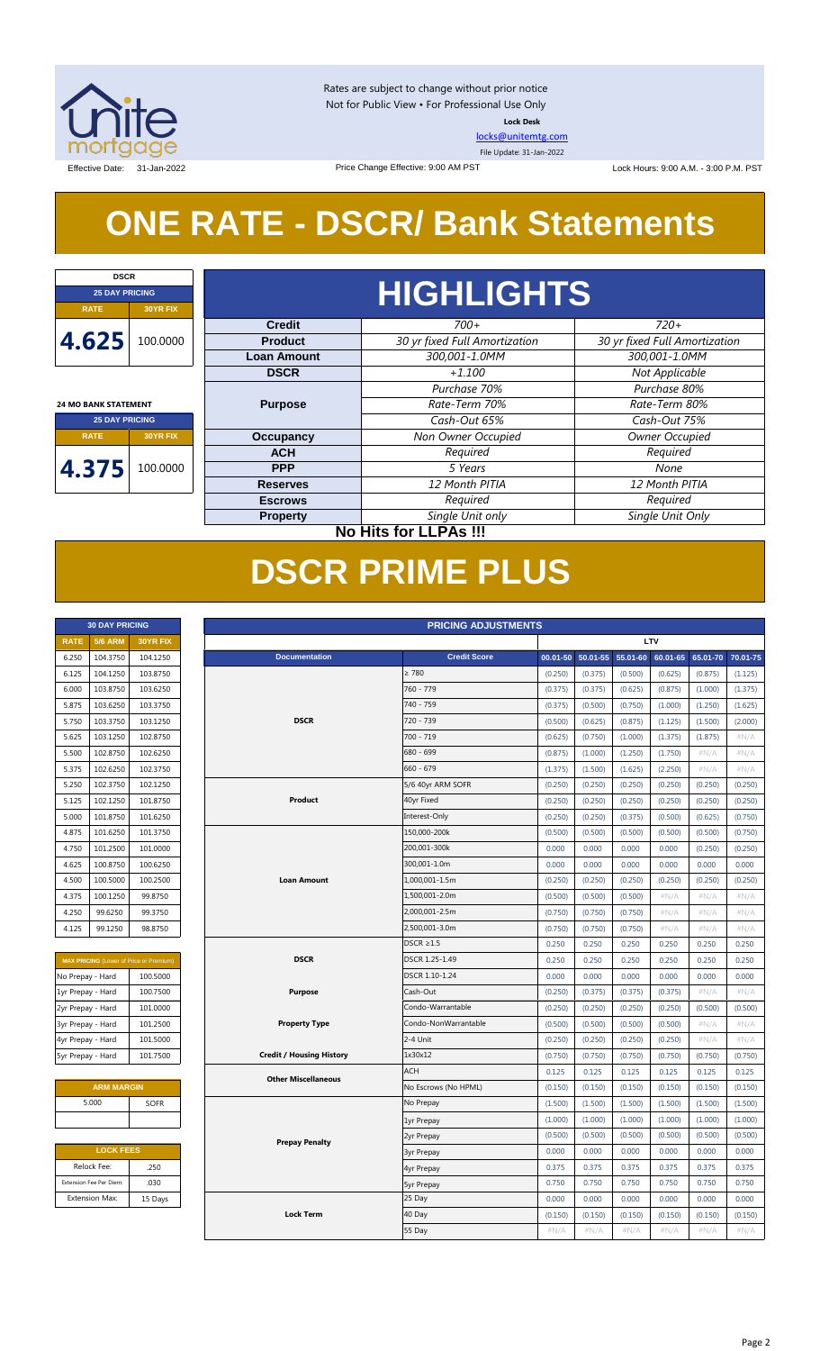Rates are subject to change without prior notice
Not for Public View • For Professional Use Only
**Lock Desk**
locks@unitemtg.com
File Update: 31-Jan-2022

Effective Date: 31-Jan-2022 | Price Change Effective: 9:00 AM PST | Lock Hours: 9:00 A.M. - 3:00 P.M. PST

# ONE RATE - DSCR/ Bank Statements

| DSCR | |
|---|---|
| 25 DAY PRICING | |
| RATE | 30YR FIX |
| 4.625 | 100.0000 |

| 24 MO BANK STATEMENT | |
|---|---|
| 25 DAY PRICING | |
| RATE | 30YR FIX |
| 4.375 | 100.0000 |

## HIGHLIGHTS

| | | |
|---|---|---|
| **Credit** | *700+* | *720+* |
| **Product** | *30 yr fixed Full Amortization* | *30 yr fixed Full Amortization* |
| **Loan Amount** | *300,001-1.0MM* | *300,001-1.0MM* |
| **DSCR** | *+1.100* | *Not Applicable* |
| **Purpose** | *Purchase 70%*<br>*Rate-Term 70%*<br>*Cash-Out 65%* | *Purchase 80%*<br>*Rate-Term 80%*<br>*Cash-Out 75%* |
| **Occupancy** | *Non Owner Occupied* | *Owner Occupied* |
| **ACH** | *Required* | *Required* |
| **PPP** | *5 Years* | *None* |
| **Reserves** | *12 Month PITIA* | *12 Month PITIA* |
| **Escrows** | *Required* | *Required* |
| **Property** | *Single Unit only* | *Single Unit Only* |

**No Hits for LLPAs !!!**

# DSCR PRIME PLUS

| 30 DAY PRICING | | |
|---|---|---|
| RATE | 5/6 ARM | 30YR FIX |
| 6.250 | 104.3750 | 104.1250 |
| 6.125 | 104.1250 | 103.8750 |
| 6.000 | 103.8750 | 103.6250 |
| 5.875 | 103.6250 | 103.3750 |
| 5.750 | 103.3750 | 103.1250 |
| 5.625 | 103.1250 | 102.8750 |
| 5.500 | 102.8750 | 102.6250 |
| 5.375 | 102.6250 | 102.3750 |
| 5.250 | 102.3750 | 102.1250 |
| 5.125 | 102.1250 | 101.8750 |
| 5.000 | 101.8750 | 101.6250 |
| 4.875 | 101.6250 | 101.3750 |
| 4.750 | 101.2500 | 101.0000 |
| 4.625 | 100.8750 | 100.6250 |
| 4.500 | 100.5000 | 100.2500 |
| 4.375 | 100.1250 | 99.8750 |
| 4.250 | 99.6250 | 99.3750 |
| 4.125 | 99.1250 | 98.8750 |

| MAX PRICING (Lower of Price or Premium) | |
|---|---|
| No Prepay - Hard | 100.5000 |
| 1yr Prepay - Hard | 100.7500 |
| 2yr Prepay - Hard | 101.0000 |
| 3yr Prepay - Hard | 101.2500 |
| 4yr Prepay - Hard | 101.5000 |
| 5yr Prepay - Hard | 101.7500 |

| ARM MARGIN | |
|---|---|
| 5.000 | SOFR |

| LOCK FEES | |
|---|---|
| Relock Fee: | .250 |
| Extension Fee Per Diem: | .030 |
| Extension Max: | 15 Days |

| PRICING ADJUSTMENTS | | | | | | | |
|---|---|---|---|---|---|---|---|
| | | LTV | | | | | |
| Documentation | Credit Score | 00.01-50 | 50.01-55 | 55.01-60 | 60.01-65 | 65.01-70 | 70.01-75 |
| DSCR | ≥ 780 | (0.250) | (0.375) | (0.500) | (0.625) | (0.875) | (1.125) |
| | 760 - 779 | (0.375) | (0.375) | (0.625) | (0.875) | (1.000) | (1.375) |
| | 740 - 759 | (0.375) | (0.500) | (0.750) | (1.000) | (1.250) | (1.625) |
| | 720 - 739 | (0.500) | (0.625) | (0.875) | (1.125) | (1.500) | (2.000) |
| | 700 - 719 | (0.625) | (0.750) | (1.000) | (1.375) | (1.875) | #N/A |
| | 680 - 699 | (0.875) | (1.000) | (1.250) | (1.750) | #N/A | #N/A |
| | 660 - 679 | (1.375) | (1.500) | (1.625) | (2.250) | #N/A | #N/A |
| Product | 5/6 40yr ARM SOFR | (0.250) | (0.250) | (0.250) | (0.250) | (0.250) | (0.250) |
| | 40yr Fixed | (0.250) | (0.250) | (0.250) | (0.250) | (0.250) | (0.250) |
| | Interest-Only | (0.250) | (0.250) | (0.375) | (0.500) | (0.625) | (0.750) |
| Loan Amount | 150,000-200k | (0.500) | (0.500) | (0.500) | (0.500) | (0.500) | (0.750) |
| | 200,001-300k | 0.000 | 0.000 | 0.000 | 0.000 | (0.250) | (0.250) |
| | 300,001-1.0m | 0.000 | 0.000 | 0.000 | 0.000 | 0.000 | 0.000 |
| | 1,000,001-1.5m | (0.250) | (0.250) | (0.250) | (0.250) | (0.250) | (0.250) |
| | 1,500,001-2.0m | (0.500) | (0.500) | (0.500) | #N/A | #N/A | #N/A |
| | 2,000,001-2.5m | (0.750) | (0.750) | (0.750) | #N/A | #N/A | #N/A |
| | 2,500,001-3.0m | (0.750) | (0.750) | (0.750) | #N/A | #N/A | #N/A |
| DSCR | DSCR ≥1.5 | 0.250 | 0.250 | 0.250 | 0.250 | 0.250 | 0.250 |
| | DSCR 1.25-1.49 | 0.250 | 0.250 | 0.250 | 0.250 | 0.250 | 0.250 |
| | DSCR 1.10-1.24 | 0.000 | 0.000 | 0.000 | 0.000 | 0.000 | 0.000 |
| Purpose | Cash-Out | (0.250) | (0.375) | (0.375) | (0.375) | #N/A | #N/A |
| Property Type | Condo-Warrantable | (0.250) | (0.250) | (0.250) | (0.250) | (0.500) | (0.500) |
| | Condo-NonWarrantable | (0.500) | (0.500) | (0.500) | (0.500) | #N/A | #N/A |
| | 2-4 Unit | (0.250) | (0.250) | (0.250) | (0.250) | #N/A | #N/A |
| Credit / Housing History | 1x30x12 | (0.750) | (0.750) | (0.750) | (0.750) | (0.750) | (0.750) |
| Other Miscellaneous | ACH | 0.125 | 0.125 | 0.125 | 0.125 | 0.125 | 0.125 |
| | No Escrows (No HPML) | (0.150) | (0.150) | (0.150) | (0.150) | (0.150) | (0.150) |
| Prepay Penalty | No Prepay | (1.500) | (1.500) | (1.500) | (1.500) | (1.500) | (1.500) |
| | 1yr Prepay | (1.000) | (1.000) | (1.000) | (1.000) | (1.000) | (1.000) |
| | 2yr Prepay | (0.500) | (0.500) | (0.500) | (0.500) | (0.500) | (0.500) |
| | 3yr Prepay | 0.000 | 0.000 | 0.000 | 0.000 | 0.000 | 0.000 |
| | 4yr Prepay | 0.375 | 0.375 | 0.375 | 0.375 | 0.375 | 0.375 |
| | 5yr Prepay | 0.750 | 0.750 | 0.750 | 0.750 | 0.750 | 0.750 |
| Lock Term | 25 Day | 0.000 | 0.000 | 0.000 | 0.000 | 0.000 | 0.000 |
| | 40 Day | (0.150) | (0.150) | (0.150) | (0.150) | (0.150) | (0.150) |
| | 55 Day | #N/A | #N/A | #N/A | #N/A | #N/A | #N/A |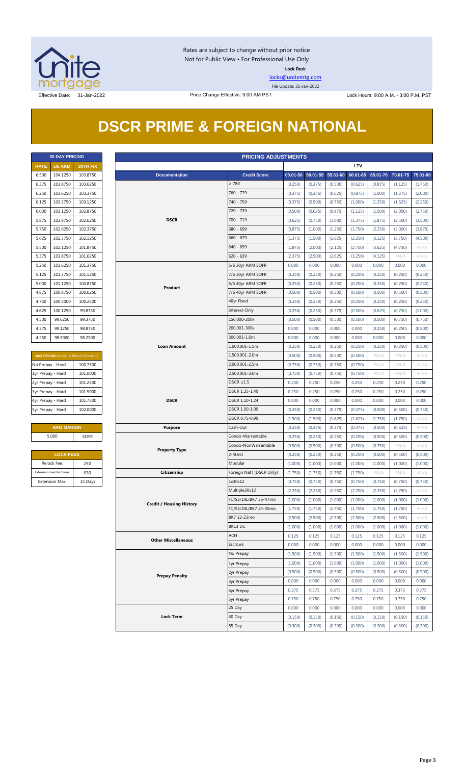Rates are subject to change without prior notice
Not for Public View • For Professional Use Only
**Lock Desk**
locks@unitemtg.com
File Update: 31-Jan-2022

Effective Date: 31-Jan-2022 | Price Change Effective: 9:00 AM PST | Lock Hours: 9:00 A.M. - 3:00 P.M. PST

# DSCR PRIME & FOREIGN NATIONAL

| 30 DAY PRICING | | |
|---|---|---|
| RATE | 5/6 ARM | 30YR FIX |
| 6.500 | 104.1250 | 103.8750 |
| 6.375 | 103.8750 | 103.6250 |
| 6.250 | 103.6250 | 103.3750 |
| 6.125 | 103.3750 | 103.1250 |
| 6.000 | 103.1250 | 102.8750 |
| 5.875 | 102.8750 | 102.6250 |
| 5.750 | 102.6250 | 102.3750 |
| 5.625 | 102.3750 | 102.1250 |
| 5.500 | 102.1250 | 101.8750 |
| 5.375 | 101.8750 | 101.6250 |
| 5.250 | 101.6250 | 101.3750 |
| 5.125 | 101.3750 | 101.1250 |
| 5.000 | 101.1250 | 100.8750 |
| 4.875 | 100.8750 | 100.6250 |
| 4.750 | 100.5000 | 100.2500 |
| 4.625 | 100.1250 | 99.8750 |
| 4.500 | 99.6250 | 99.3750 |
| 4.375 | 99.1250 | 98.8750 |
| 4.250 | 98.5000 | 98.2500 |

| MAX PRICING (Lower of Price or Premium) | |
|---|---|
| No Prepay - Hard | 100.7500 |
| 1yr Prepay - Hard | 101.0000 |
| 2yr Prepay - Hard | 101.2500 |
| 3yr Prepay - Hard | 101.5000 |
| 4yr Prepay - Hard | 101.7500 |
| 5yr Prepay - Hard | 102.0000 |

| ARM MARGIN | |
|---|---|
| 5.000 | SOFR |

| LOCK FEES | |
|---|---|
| Relock Fee: | .250 |
| Extension Fee Per Diem: | .030 |
| Extension Max: | 15 Days |

| PRICING ADJUSTMENTS | | | | | | | | |
|---|---|---|---|---|---|---|---|---|
| | | LTV | | | | | | |
| Documentation | Credit Score | 00.01-50 | 50.01-55 | 55.01-60 | 60.01-65 | 65.01-70 | 70.01-75 | 75.01-80 |
| DSCR | ≥ 780 | (0.250) | (0.375) | (0.500) | (0.625) | (0.875) | (1.125) | (1.750) |
| | 760 - 779 | (0.375) | (0.375) | (0.625) | (0.875) | (1.000) | (1.375) | (2.000) |
| | 740 - 759 | (0.375) | (0.500) | (0.750) | (1.000) | (1.250) | (1.625) | (2.250) |
| | 720 - 739 | (0.500) | (0.625) | (0.875) | (1.125) | (1.500) | (2.000) | (2.750) |
| | 700 - 719 | (0.625) | (0.750) | (1.000) | (1.375) | (1.875) | (2.500) | (3.500) |
| | 680 - 699 | (0.875) | (1.000) | (1.250) | (1.750) | (2.250) | (3.000) | (3.875) |
| | 660 - 679 | (1.375) | (1.500) | (1.625) | (2.250) | (3.125) | (3.750) | (4.500) |
| | 640 - 659 | (1.875) | (2.000) | (2.125) | (2.750) | (3.625) | (4.750) | #N/A |
| | 620 - 639 | (2.375) | (2.500) | (2.625) | (3.250) | (4.125) | #N/A | #N/A |
| Product | 5/6 30yr ARM SOFR | 0.000 | 0.000 | 0.000 | 0.000 | 0.000 | 0.000 | 0.000 |
| | 7/6 30yr ARM SOFR | (0.250) | (0.250) | (0.250) | (0.250) | (0.250) | (0.250) | (0.250) |
| | 5/6 40yr ARM SOFR | (0.250) | (0.250) | (0.250) | (0.250) | (0.250) | (0.250) | (0.250) |
| | 7/6 40yr ARM SOFR | (0.500) | (0.500) | (0.500) | (0.500) | (0.500) | (0.500) | (0.500) |
| | 40yr Fixed | (0.250) | (0.250) | (0.250) | (0.250) | (0.250) | (0.250) | (0.250) |
| | Interest-Only | (0.250) | (0.250) | (0.375) | (0.500) | (0.625) | (0.750) | (1.000) |
| Loan Amount | 150,000-200k | (0.500) | (0.500) | (0.500) | (0.500) | (0.500) | (0.750) | (0.750) |
| | 200,001-300k | 0.000 | 0.000 | 0.000 | 0.000 | (0.250) | (0.250) | (0.500) |
| | 300,001-1.0m | 0.000 | 0.000 | 0.000 | 0.000 | 0.000 | 0.000 | 0.000 |
| | 1,000,001-1.5m | (0.250) | (0.250) | (0.250) | (0.250) | (0.250) | (0.250) | (0.500) |
| | 1,500,001-2.0m | (0.500) | (0.500) | (0.500) | (0.500) | #N/A | #N/A | #N/A |
| | 2,000,001-2.5m | (0.750) | (0.750) | (0.750) | (0.750) | #N/A | #N/A | #N/A |
| | 2,500,001-3.0m | (0.750) | (0.750) | (0.750) | (0.750) | #N/A | #N/A | #N/A |
| DSCR | DSCR ≥1.5 | 0.250 | 0.250 | 0.250 | 0.250 | 0.250 | 0.250 | 0.250 |
| | DSCR 1.25-1.49 | 0.250 | 0.250 | 0.250 | 0.250 | 0.250 | 0.250 | 0.250 |
| | DSCR 1.10-1.24 | 0.000 | 0.000 | 0.000 | 0.000 | 0.000 | 0.000 | 0.000 |
| | DSCR 1.00-1.09 | (0.250) | (0.250) | (0.375) | (0.375) | (0.500) | (0.500) | (0.750) |
| | DSCR 0.75-0.99 | (1.500) | (1.500) | (1.625) | (1.625) | (1.750) | (1.750) | #N/A |
| Purpose | Cash-Out | (0.250) | (0.375) | (0.375) | (0.375) | (0.500) | (0.625) | #N/A |
| Property Type | Condo-Warrantable | (0.250) | (0.250) | (0.250) | (0.250) | (0.500) | (0.500) | (0.500) |
| | Condo-NonWarrantable | (0.500) | (0.500) | (0.500) | (0.500) | (0.750) | #N/A | #N/A |
| | 2-4Unit | (0.250) | (0.250) | (0.250) | (0.250) | (0.500) | (0.500) | (0.500) |
| | Modular | (1.000) | (1.000) | (1.000) | (1.000) | (1.000) | (1.000) | (1.000) |
| Citizenship | Foreign Nat'l (DSCR Only) | (1.750) | (1.750) | (1.750) | (1.750) | #N/A | #N/A | #N/A |
| Credit / Housing History | 1x30x12 | (0.750) | (0.750) | (0.750) | (0.750) | (0.750) | (0.750) | (0.750) |
| | Multiple30x12 | (2.250) | (2.250) | (2.250) | (2.250) | (2.250) | (2.250) | #N/A |
| | FC/SS/DIL/BK7 36-47mo | (1.000) | (1.000) | (1.000) | (1.000) | (1.000) | (1.000) | (1.000) |
| | FC/SS/DIL/BK7 24-35mo | (1.750) | (1.750) | (1.750) | (1.750) | (1.750) | (1.750) | #N/A |
| | BK7 12-23mo | (2.500) | (2.500) | (2.500) | (2.500) | (2.500) | (2.500) | #N/A |
| | BK13 DC | (1.000) | (1.000) | (1.000) | (1.000) | (1.000) | (1.000) | (1.000) |
| Other Miscellaneous | ACH | 0.125 | 0.125 | 0.125 | 0.125 | 0.125 | 0.125 | 0.125 |
| | Escrows | 0.000 | 0.000 | 0.000 | 0.000 | 0.000 | 0.000 | 0.000 |
| Prepay Penalty | No Prepay | (1.500) | (1.500) | (1.500) | (1.500) | (1.500) | (1.500) | (1.500) |
| | 1yr Prepay | (1.000) | (1.000) | (1.000) | (1.000) | (1.000) | (1.000) | (1.000) |
| | 2yr Prepay | (0.500) | (0.500) | (0.500) | (0.500) | (0.500) | (0.500) | (0.500) |
| | 3yr Prepay | 0.000 | 0.000 | 0.000 | 0.000 | 0.000 | 0.000 | 0.000 |
| | 4yr Prepay | 0.375 | 0.375 | 0.375 | 0.375 | 0.375 | 0.375 | 0.375 |
| | 5yr Prepay | 0.750 | 0.750 | 0.750 | 0.750 | 0.750 | 0.750 | 0.750 |
| Lock Term | 25 Day | 0.000 | 0.000 | 0.000 | 0.000 | 0.000 | 0.000 | 0.000 |
| | 40 Day | (0.150) | (0.150) | (0.150) | (0.150) | (0.150) | (0.150) | (0.150) |
| | 55 Day | (0.300) | (0.300) | (0.300) | (0.300) | (0.300) | (0.300) | (0.300) |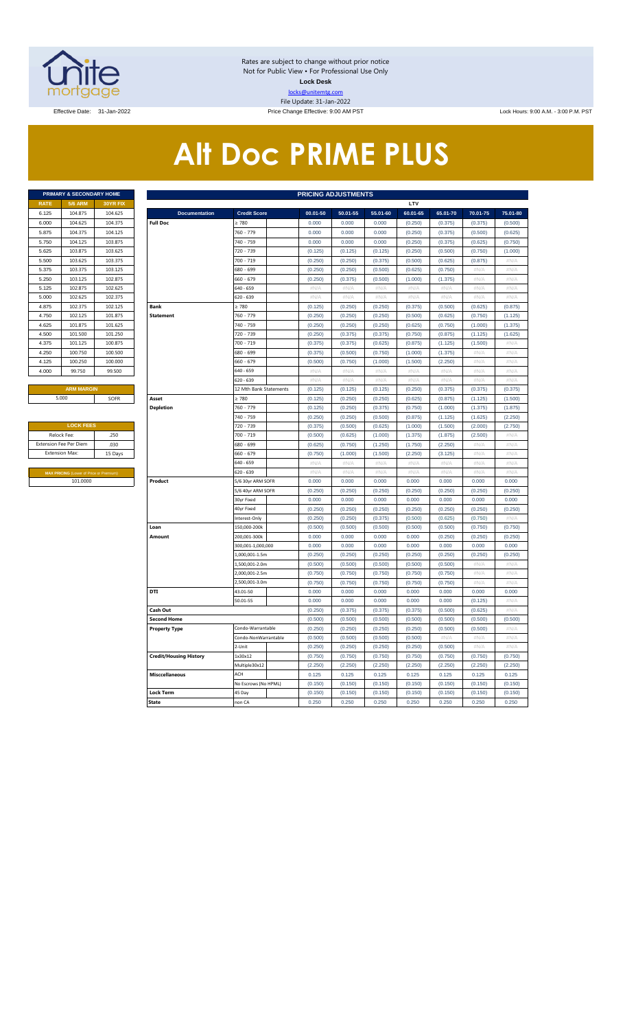Rates are subject to change without prior notice
Not for Public View • For Professional Use Only
**Lock Desk**
locks@unitemtg.com
File Update: 31-Jan-2022

Effective Date: 31-Jan-2022 | Price Change Effective: 9:00 AM PST | Lock Hours: 9:00 A.M. - 3:00 P.M. PST

# Alt Doc PRIME PLUS

| PRIMARY & SECONDARY HOME | | |
|---|---|---|
| RATE | 5/6 ARM | 30YR FIX |
| 6.125 | 104.875 | 104.625 |
| 6.000 | 104.625 | 104.375 |
| 5.875 | 104.375 | 104.125 |
| 5.750 | 104.125 | 103.875 |
| 5.625 | 103.875 | 103.625 |
| 5.500 | 103.625 | 103.375 |
| 5.375 | 103.375 | 103.125 |
| 5.250 | 103.125 | 102.875 |
| 5.125 | 102.875 | 102.625 |
| 5.000 | 102.625 | 102.375 |
| 4.875 | 102.375 | 102.125 |
| 4.750 | 102.125 | 101.875 |
| 4.625 | 101.875 | 101.625 |
| 4.500 | 101.500 | 101.250 |
| 4.375 | 101.125 | 100.875 |
| 4.250 | 100.750 | 100.500 |
| 4.125 | 100.250 | 100.000 |
| 4.000 | 99.750 | 99.500 |

| ARM MARGIN | |
|---|---|
| 5.000 | SOFR |

| LOCK FEES | |
|---|---|
| Relock Fee: | .250 |
| Extension Fee Per Diem | .030 |
| Extension Max: | 15 Days |

| MAX PRICING (Lower of Price or Premium) |
|---|
| 101.0000 |

| PRICING ADJUSTMENTS | | | | | | | | |
|---|---|---|---|---|---|---|---|---|
| | | LTV | | | | | | |
| Documentation | Credit Score | 00.01-50 | 50.01-55 | 55.01-60 | 60.01-65 | 65.01-70 | 70.01-75 | 75.01-80 |
| Full Doc | ≥ 780 | 0.000 | 0.000 | 0.000 | (0.250) | (0.375) | (0.375) | (0.500) |
| | 760 - 779 | 0.000 | 0.000 | 0.000 | (0.250) | (0.375) | (0.500) | (0.625) |
| | 740 - 759 | 0.000 | 0.000 | 0.000 | (0.250) | (0.375) | (0.625) | (0.750) |
| | 720 - 739 | (0.125) | (0.125) | (0.125) | (0.250) | (0.500) | (0.750) | (1.000) |
| | 700 - 719 | (0.250) | (0.250) | (0.375) | (0.500) | (0.625) | (0.875) | #N/A |
| | 680 - 699 | (0.250) | (0.250) | (0.500) | (0.625) | (0.750) | #N/A | #N/A |
| | 660 - 679 | (0.250) | (0.375) | (0.500) | (1.000) | (1.375) | #N/A | #N/A |
| | 640 - 659 | #N/A | #N/A | #N/A | #N/A | #N/A | #N/A | #N/A |
| | 620 - 639 | #N/A | #N/A | #N/A | #N/A | #N/A | #N/A | #N/A |
| Bank Statement | ≥ 780 | (0.125) | (0.250) | (0.250) | (0.375) | (0.500) | (0.625) | (0.875) |
| | 760 - 779 | (0.250) | (0.250) | (0.250) | (0.500) | (0.625) | (0.750) | (1.125) |
| | 740 - 759 | (0.250) | (0.250) | (0.250) | (0.625) | (0.750) | (1.000) | (1.375) |
| | 720 - 739 | (0.250) | (0.375) | (0.375) | (0.750) | (0.875) | (1.125) | (1.625) |
| | 700 - 719 | (0.375) | (0.375) | (0.625) | (0.875) | (1.125) | (1.500) | #N/A |
| | 680 - 699 | (0.375) | (0.500) | (0.750) | (1.000) | (1.375) | #N/A | #N/A |
| | 660 - 679 | (0.500) | (0.750) | (1.000) | (1.500) | (2.250) | #N/A | #N/A |
| | 640 - 659 | #N/A | #N/A | #N/A | #N/A | #N/A | #N/A | #N/A |
| | 620 - 639 | #N/A | #N/A | #N/A | #N/A | #N/A | #N/A | #N/A |
| | 12 Mth Bank Statements | (0.125) | (0.125) | (0.125) | (0.250) | (0.375) | (0.375) | (0.375) |
| Asset Depletion | ≥ 780 | (0.125) | (0.250) | (0.250) | (0.625) | (0.875) | (1.125) | (1.500) |
| | 760 - 779 | (0.125) | (0.250) | (0.375) | (0.750) | (1.000) | (1.375) | (1.875) |
| | 740 - 759 | (0.250) | (0.250) | (0.500) | (0.875) | (1.125) | (1.625) | (2.250) |
| | 720 - 739 | (0.375) | (0.500) | (0.625) | (1.000) | (1.500) | (2.000) | (2.750) |
| | 700 - 719 | (0.500) | (0.625) | (1.000) | (1.375) | (1.875) | (2.500) | #N/A |
| | 680 - 699 | (0.625) | (0.750) | (1.250) | (1.750) | (2.250) | #N/A | #N/A |
| | 660 - 679 | (0.750) | (1.000) | (1.500) | (2.250) | (3.125) | #N/A | #N/A |
| | 640 - 659 | #N/A | #N/A | #N/A | #N/A | #N/A | #N/A | #N/A |
| | 620 - 639 | #N/A | #N/A | #N/A | #N/A | #N/A | #N/A | #N/A |
| Product | 5/6 30yr ARM SOFR | 0.000 | 0.000 | 0.000 | 0.000 | 0.000 | 0.000 | 0.000 |
| | 5/6 40yr ARM SOFR | (0.250) | (0.250) | (0.250) | (0.250) | (0.250) | (0.250) | (0.250) |
| | 30yr Fixed | 0.000 | 0.000 | 0.000 | 0.000 | 0.000 | 0.000 | 0.000 |
| | 40yr Fixed | (0.250) | (0.250) | (0.250) | (0.250) | (0.250) | (0.250) | (0.250) |
| | Interest-Only | (0.250) | (0.250) | (0.375) | (0.500) | (0.625) | (0.750) | #N/A |
| Loan Amount | 150,000-200k | (0.500) | (0.500) | (0.500) | (0.500) | (0.500) | (0.750) | (0.750) |
| | 200,001-300k | 0.000 | 0.000 | 0.000 | 0.000 | (0.250) | (0.250) | (0.250) |
| | 300,001-1,000,000 | 0.000 | 0.000 | 0.000 | 0.000 | 0.000 | 0.000 | 0.000 |
| | 1,000,001-1.5m | (0.250) | (0.250) | (0.250) | (0.250) | (0.250) | (0.250) | (0.250) |
| | 1,500,001-2.0m | (0.500) | (0.500) | (0.500) | (0.500) | (0.500) | #N/A | #N/A |
| | 2,000,001-2.5m | (0.750) | (0.750) | (0.750) | (0.750) | (0.750) | #N/A | #N/A |
| | 2,500,001-3.0m | (0.750) | (0.750) | (0.750) | (0.750) | (0.750) | #N/A | #N/A |
| DTI | 43.01-50 | 0.000 | 0.000 | 0.000 | 0.000 | 0.000 | 0.000 | 0.000 |
| | 50.01-55 | 0.000 | 0.000 | 0.000 | 0.000 | 0.000 | (0.125) | #N/A |
| Cash Out | | (0.250) | (0.375) | (0.375) | (0.375) | (0.500) | (0.625) | #N/A |
| Second Home | | (0.500) | (0.500) | (0.500) | (0.500) | (0.500) | (0.500) | (0.500) |
| Property Type | Condo-Warrantable | (0.250) | (0.250) | (0.250) | (0.250) | (0.500) | (0.500) | #N/A |
| | Condo-NonWarrantable | (0.500) | (0.500) | (0.500) | (0.500) | #N/A | #N/A | #N/A |
| | 2-Unit | (0.250) | (0.250) | (0.250) | (0.250) | (0.500) | #N/A | #N/A |
| Credit/Housing History | 1x30x12 | (0.750) | (0.750) | (0.750) | (0.750) | (0.750) | (0.750) | (0.750) |
| | Multiple30x12 | (2.250) | (2.250) | (2.250) | (2.250) | (2.250) | (2.250) | (2.250) |
| Misccellaneous | ACH | 0.125 | 0.125 | 0.125 | 0.125 | 0.125 | 0.125 | 0.125 |
| | No Escrows (No HPML) | (0.150) | (0.150) | (0.150) | (0.150) | (0.150) | (0.150) | (0.150) |
| Lock Term | 45 Day | (0.150) | (0.150) | (0.150) | (0.150) | (0.150) | (0.150) | (0.150) |
| State | non CA | 0.250 | 0.250 | 0.250 | 0.250 | 0.250 | 0.250 | 0.250 |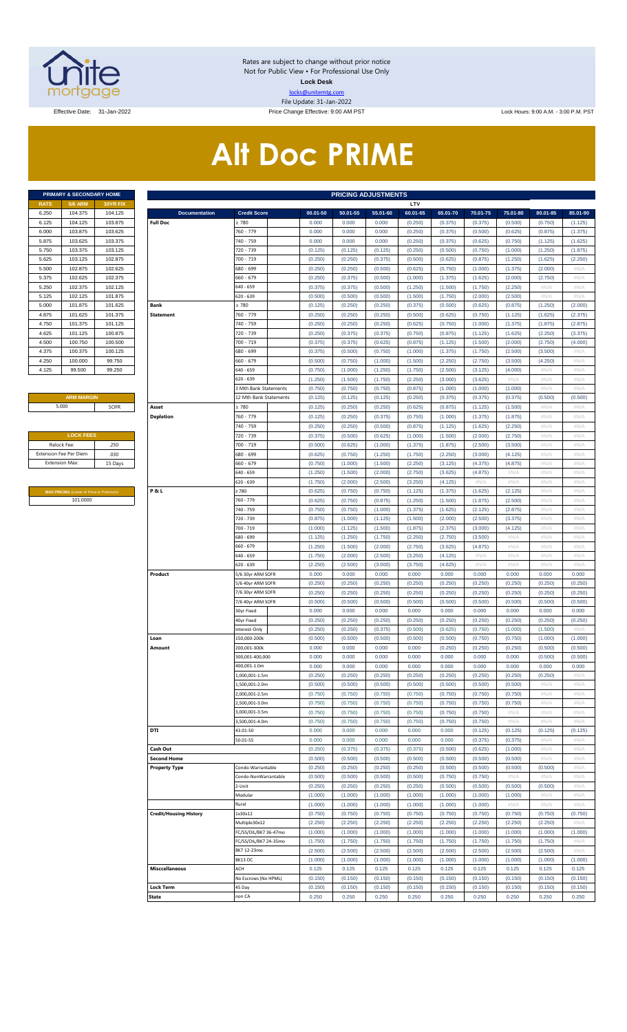Rates are subject to change without prior notice
Not for Public View • For Professional Use Only
**Lock Desk**
locks@unitemtg.com
File Update: 31-Jan-2022

Effective Date: 31-Jan-2022 | Price Change Effective: 9:00 AM PST | Lock Hours: 9:00 A.M. - 3:00 P.M. PST

# Alt Doc PRIME

| PRIMARY & SECONDARY HOME | | |
|---|---|---|
| **RATE** | **5/6 ARM** | **30YR FIX** |
| 6.250 | 104.375 | 104.125 |
| 6.125 | 104.125 | 103.875 |
| 6.000 | 103.875 | 103.625 |
| 5.875 | 103.625 | 103.375 |
| 5.750 | 103.375 | 103.125 |
| 5.625 | 103.125 | 102.875 |
| 5.500 | 102.875 | 102.625 |
| 5.375 | 102.625 | 102.375 |
| 5.250 | 102.375 | 102.125 |
| 5.125 | 102.125 | 101.875 |
| 5.000 | 101.875 | 101.625 |
| 4.875 | 101.625 | 101.375 |
| 4.750 | 101.375 | 101.125 |
| 4.625 | 101.125 | 100.875 |
| 4.500 | 100.750 | 100.500 |
| 4.375 | 100.375 | 100.125 |
| 4.250 | 100.000 | 99.750 |
| 4.125 | 99.500 | 99.250 |

| ARM MARGIN | |
|---|---|
| 5.000 | SOFR |

| LOCK FEES | |
|---|---|
| Relock Fee: | .250 |
| Extension Fee Per Diem | .030 |
| Extension Max: | 15 Days |

| MAX PRICING (Lower of Price or Premium) |
|---|
| 101.0000 |

| PRICING ADJUSTMENTS | | | | | | | | | | | |
|---|---|---|---|---|---|---|---|---|---|---|---|
| | | LTV | | | | | | | | | |
| **Documentation** | **Credit Score** | **00.01-50** | **50.01-55** | **55.01-60** | **60.01-65** | **65.01-70** | **70.01-75** | **75.01-80** | **80.01-85** | **85.01-90** |
| **Full Doc** | ≥ 780 | 0.000 | 0.000 | 0.000 | (0.250) | (0.375) | (0.375) | (0.500) | (0.750) | (1.125) |
| | 760 - 779 | 0.000 | 0.000 | 0.000 | (0.250) | (0.375) | (0.500) | (0.625) | (0.875) | (1.375) |
| | 740 - 759 | 0.000 | 0.000 | 0.000 | (0.250) | (0.375) | (0.625) | (0.750) | (1.125) | (1.625) |
| | 720 - 739 | (0.125) | (0.125) | (0.125) | (0.250) | (0.500) | (0.750) | (1.000) | (1.250) | (1.875) |
| | 700 - 719 | (0.250) | (0.250) | (0.375) | (0.500) | (0.625) | (0.875) | (1.250) | (1.625) | (2.250) |
| | 680 - 699 | (0.250) | (0.250) | (0.500) | (0.625) | (0.750) | (1.000) | (1.375) | (2.000) | #N/A |
| | 660 - 679 | (0.250) | (0.375) | (0.500) | (1.000) | (1.375) | (1.625) | (2.000) | (2.750) | #N/A |
| | 640 - 659 | (0.375) | (0.375) | (0.500) | (1.250) | (1.500) | (1.750) | (2.250) | #N/A | #N/A |
| | 620 - 639 | (0.500) | (0.500) | (0.500) | (1.500) | (1.750) | (2.000) | (2.500) | #N/A | #N/A |
| **Bank Statement** | ≥ 780 | (0.125) | (0.250) | (0.250) | (0.375) | (0.500) | (0.625) | (0.875) | (1.250) | (2.000) |
| | 760 - 779 | (0.250) | (0.250) | (0.250) | (0.500) | (0.625) | (0.750) | (1.125) | (1.625) | (2.375) |
| | 740 - 759 | (0.250) | (0.250) | (0.250) | (0.625) | (0.750) | (1.000) | (1.375) | (1.875) | (2.875) |
| | 720 - 739 | (0.250) | (0.375) | (0.375) | (0.750) | (0.875) | (1.125) | (1.625) | (2.250) | (3.375) |
| | 700 - 719 | (0.375) | (0.375) | (0.625) | (0.875) | (1.125) | (1.500) | (2.000) | (2.750) | (4.000) |
| | 680 - 699 | (0.375) | (0.500) | (0.750) | (1.000) | (1.375) | (1.750) | (2.500) | (3.500) | #N/A |
| | 660 - 679 | (0.500) | (0.750) | (1.000) | (1.500) | (2.250) | (2.750) | (3.500) | (4.250) | #N/A |
| | 640 - 659 | (0.750) | (1.000) | (1.250) | (1.750) | (2.500) | (3.125) | (4.000) | #N/A | #N/A |
| | 620 - 639 | (1.250) | (1.500) | (1.750) | (2.250) | (3.000) | (3.625) | #N/A | #N/A | #N/A |
| | 3 Mth Bank Statements | (0.750) | (0.750) | (0.750) | (0.875) | (1.000) | (1.000) | (1.000) | #N/A | #N/A |
| | 12 Mth Bank Statements | (0.125) | (0.125) | (0.125) | (0.250) | (0.375) | (0.375) | (0.375) | (0.500) | (0.500) |
| **Asset Depletion** | ≥ 780 | (0.125) | (0.250) | (0.250) | (0.625) | (0.875) | (1.125) | (1.500) | #N/A | #N/A |
| | 760 - 779 | (0.125) | (0.250) | (0.375) | (0.750) | (1.000) | (1.375) | (1.875) | #N/A | #N/A |
| | 740 - 759 | (0.250) | (0.250) | (0.500) | (0.875) | (1.125) | (1.625) | (2.250) | #N/A | #N/A |
| | 720 - 739 | (0.375) | (0.500) | (0.625) | (1.000) | (1.500) | (2.000) | (2.750) | #N/A | #N/A |
| | 700 - 719 | (0.500) | (0.625) | (1.000) | (1.375) | (1.875) | (2.500) | (3.500) | #N/A | #N/A |
| | 680 - 699 | (0.625) | (0.750) | (1.250) | (1.750) | (2.250) | (3.000) | (4.125) | #N/A | #N/A |
| | 660 - 679 | (0.750) | (1.000) | (1.500) | (2.250) | (3.125) | (4.375) | (4.875) | #N/A | #N/A |
| | 640 - 659 | (1.250) | (1.500) | (2.000) | (2.750) | (3.625) | (4.875) | #N/A | #N/A | #N/A |
| | 620 - 639 | (1.750) | (2.000) | (2.500) | (3.250) | (4.125) | #N/A | #N/A | #N/A | #N/A |
| **P & L** | ≥ 780 | (0.625) | (0.750) | (0.750) | (1.125) | (1.375) | (1.625) | (2.125) | #N/A | #N/A |
| | 760 - 779 | (0.625) | (0.750) | (0.875) | (1.250) | (1.500) | (1.875) | (2.500) | #N/A | #N/A |
| | 740 - 759 | (0.750) | (0.750) | (1.000) | (1.375) | (1.625) | (2.125) | (2.875) | #N/A | #N/A |
| | 720 - 739 | (0.875) | (1.000) | (1.125) | (1.500) | (2.000) | (2.500) | (3.375) | #N/A | #N/A |
| | 700 - 719 | (1.000) | (1.125) | (1.500) | (1.875) | (2.375) | (3.000) | (4.125) | #N/A | #N/A |
| | 680 - 699 | (1.125) | (1.250) | (1.750) | (2.250) | (2.750) | (3.500) | #N/A | #N/A | #N/A |
| | 660 - 679 | (1.250) | (1.500) | (2.000) | (2.750) | (3.625) | (4.875) | #N/A | #N/A | #N/A |
| | 640 - 659 | (1.750) | (2.000) | (2.500) | (3.250) | (4.125) | #N/A | #N/A | #N/A | #N/A |
| | 620 - 639 | (2.250) | (2.500) | (3.000) | (3.750) | (4.625) | #N/A | #N/A | #N/A | #N/A |
| **Product** | 5/6 30yr ARM SOFR | 0.000 | 0.000 | 0.000 | 0.000 | 0.000 | 0.000 | 0.000 | 0.000 | 0.000 |
| | 5/6 40yr ARM SOFR | (0.250) | (0.250) | (0.250) | (0.250) | (0.250) | (0.250) | (0.250) | (0.250) | (0.250) |
| | 7/6 30yr ARM SOFR | (0.250) | (0.250) | (0.250) | (0.250) | (0.250) | (0.250) | (0.250) | (0.250) | (0.250) |
| | 7/6 40yr ARM SOFR | (0.500) | (0.500) | (0.500) | (0.500) | (0.500) | (0.500) | (0.500) | (0.500) | (0.500) |
| | 30yr Fixed | 0.000 | 0.000 | 0.000 | 0.000 | 0.000 | 0.000 | 0.000 | 0.000 | 0.000 |
| | 40yr Fixed | (0.250) | (0.250) | (0.250) | (0.250) | (0.250) | (0.250) | (0.250) | (0.250) | (0.250) |
| | Interest-Only | (0.250) | (0.250) | (0.375) | (0.500) | (0.625) | (0.750) | (1.000) | (1.500) | #N/A |
| **Loan Amount** | 150,000-200k | (0.500) | (0.500) | (0.500) | (0.500) | (0.500) | (0.750) | (0.750) | (1.000) | (1.000) |
| | 200,001-300k | 0.000 | 0.000 | 0.000 | 0.000 | (0.250) | (0.250) | (0.250) | (0.500) | (0.500) |
| | 300,001-400,000 | 0.000 | 0.000 | 0.000 | 0.000 | 0.000 | 0.000 | 0.000 | (0.500) | (0.500) |
| | 400,001-1.0m | 0.000 | 0.000 | 0.000 | 0.000 | 0.000 | 0.000 | 0.000 | 0.000 | 0.000 |
| | 1,000,001-1.5m | (0.250) | (0.250) | (0.250) | (0.250) | (0.250) | (0.250) | (0.250) | (0.250) | #N/A |
| | 1,500,001-2.0m | (0.500) | (0.500) | (0.500) | (0.500) | (0.500) | (0.500) | (0.500) | #N/A | #N/A |
| | 2,000,001-2.5m | (0.750) | (0.750) | (0.750) | (0.750) | (0.750) | (0.750) | (0.750) | #N/A | #N/A |
| | 2,500,001-3.0m | (0.750) | (0.750) | (0.750) | (0.750) | (0.750) | (0.750) | (0.750) | #N/A | #N/A |
| | 3,000,001-3.5m | (0.750) | (0.750) | (0.750) | (0.750) | (0.750) | (0.750) | #N/A | #N/A | #N/A |
| | 3,500,001-4.0m | (0.750) | (0.750) | (0.750) | (0.750) | (0.750) | (0.750) | #N/A | #N/A | #N/A |
| **DTI** | 43.01-50 | 0.000 | 0.000 | 0.000 | 0.000 | 0.000 | (0.125) | (0.125) | (0.125) | (0.125) |
| | 50.01-55 | 0.000 | 0.000 | 0.000 | 0.000 | 0.000 | (0.375) | (0.375) | #N/A | #N/A |
| **Cash Out** | | (0.250) | (0.375) | (0.375) | (0.375) | (0.500) | (0.625) | (1.000) | #N/A | #N/A |
| **Second Home** | | (0.500) | (0.500) | (0.500) | (0.500) | (0.500) | (0.500) | (0.500) | #N/A | #N/A |
| **Property Type** | Condo-Warrantable | (0.250) | (0.250) | (0.250) | (0.250) | (0.500) | (0.500) | (0.500) | (0.500) | #N/A |
| | Condo-NonWarrantable | (0.500) | (0.500) | (0.500) | (0.500) | (0.750) | (0.750) | #N/A | #N/A | #N/A |
| | 2-Unit | (0.250) | (0.250) | (0.250) | (0.250) | (0.500) | (0.500) | (0.500) | (0.500) | #N/A |
| | Modular | (1.000) | (1.000) | (1.000) | (1.000) | (1.000) | (1.000) | (1.000) | #N/A | #N/A |
| | Rural | (1.000) | (1.000) | (1.000) | (1.000) | (1.000) | (1.000) | #N/A | #N/A | #N/A |
| **Credit/Housing History** | 1x30x12 | (0.750) | (0.750) | (0.750) | (0.750) | (0.750) | (0.750) | (0.750) | (0.750) | (0.750) |
| | Multiple30x12 | (2.250) | (2.250) | (2.250) | (2.250) | (2.250) | (2.250) | (2.250) | (2.250) | #N/A |
| | FC/SS/DIL/BK7 36-47mo | (1.000) | (1.000) | (1.000) | (1.000) | (1.000) | (1.000) | (1.000) | (1.000) | (1.000) |
| | FC/SS/DIL/BK7 24-35mo | (1.750) | (1.750) | (1.750) | (1.750) | (1.750) | (1.750) | (1.750) | (1.750) | #N/A |
| | BK7 12-23mo | (2.500) | (2.500) | (2.500) | (2.500) | (2.500) | (2.500) | (2.500) | (2.500) | #N/A |
| | BK13 DC | (1.000) | (1.000) | (1.000) | (1.000) | (1.000) | (1.000) | (1.000) | (1.000) | (1.000) |
| **Misccellaneous** | ACH | 0.125 | 0.125 | 0.125 | 0.125 | 0.125 | 0.125 | 0.125 | 0.125 | 0.125 |
| | No Escrows (No HPML) | (0.150) | (0.150) | (0.150) | (0.150) | (0.150) | (0.150) | (0.150) | (0.150) | (0.150) |
| **Lock Term** | 45 Day | (0.150) | (0.150) | (0.150) | (0.150) | (0.150) | (0.150) | (0.150) | (0.150) | (0.150) |
| **State** | non CA | 0.250 | 0.250 | 0.250 | 0.250 | 0.250 | 0.250 | 0.250 | 0.250 | 0.250 |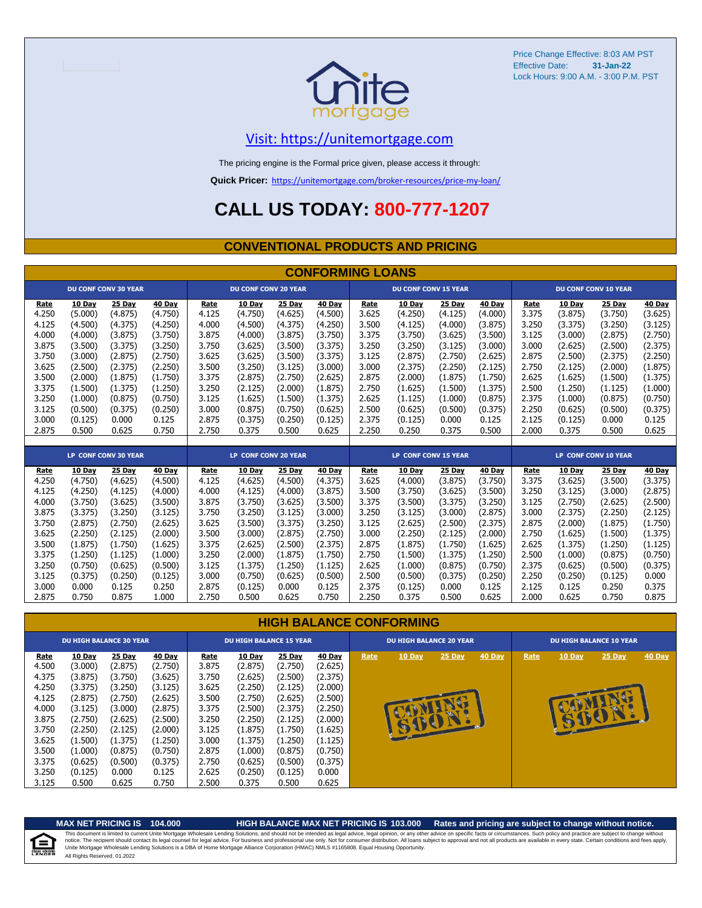Price Change Effective: 8:03 AM PST
Effective Date: **31-Jan-22**
Lock Hours: 9:00 A.M. - 3:00 P.M. PST

Visit: https://unitemortgage.com

The pricing engine is the Formal price given, please access it through:

**Quick Pricer:** https://unitemortgage.com/broker-resources/price-my-loan/

# CALL US TODAY: 800-777-1207

## CONVENTIONAL PRODUCTS AND PRICING

### CONFORMING LOANS

| DU CONF CONV 30 YEAR | | | | DU CONF CONV 20 YEAR | | | | DU CONF CONV 15 YEAR | | | | DU CONF CONV 10 YEAR | | | |
|---|---|---|---|---|---|---|---|---|---|---|---|---|---|---|---|
| Rate | 10 Day | 25 Day | 40 Day | Rate | 10 Day | 25 Day | 40 Day | Rate | 10 Day | 25 Day | 40 Day | Rate | 10 Day | 25 Day | 40 Day |
| 4.250 | (5.000) | (4.875) | (4.750) | 4.125 | (4.750) | (4.625) | (4.500) | 3.625 | (4.250) | (4.125) | (4.000) | 3.375 | (3.875) | (3.750) | (3.625) |
| 4.125 | (4.500) | (4.375) | (4.250) | 4.000 | (4.500) | (4.375) | (4.250) | 3.500 | (4.125) | (4.000) | (3.875) | 3.250 | (3.375) | (3.250) | (3.125) |
| 4.000 | (4.000) | (3.875) | (3.750) | 3.875 | (4.000) | (3.875) | (3.750) | 3.375 | (3.750) | (3.625) | (3.500) | 3.125 | (3.000) | (2.875) | (2.750) |
| 3.875 | (3.500) | (3.375) | (3.250) | 3.750 | (3.625) | (3.500) | (3.375) | 3.250 | (3.250) | (3.125) | (3.000) | 3.000 | (2.625) | (2.500) | (2.375) |
| 3.750 | (3.000) | (2.875) | (2.750) | 3.625 | (3.625) | (3.500) | (3.375) | 3.125 | (2.875) | (2.750) | (2.625) | 2.875 | (2.500) | (2.375) | (2.250) |
| 3.625 | (2.500) | (2.375) | (2.250) | 3.500 | (3.250) | (3.125) | (3.000) | 3.000 | (2.375) | (2.250) | (2.125) | 2.750 | (2.125) | (2.000) | (1.875) |
| 3.500 | (2.000) | (1.875) | (1.750) | 3.375 | (2.875) | (2.750) | (2.625) | 2.875 | (2.000) | (1.875) | (1.750) | 2.625 | (1.625) | (1.500) | (1.375) |
| 3.375 | (1.500) | (1.375) | (1.250) | 3.250 | (2.125) | (2.000) | (1.875) | 2.750 | (1.625) | (1.500) | (1.375) | 2.500 | (1.250) | (1.125) | (1.000) |
| 3.250 | (1.000) | (0.875) | (0.750) | 3.125 | (1.625) | (1.500) | (1.375) | 2.625 | (1.125) | (1.000) | (0.875) | 2.375 | (1.000) | (0.875) | (0.750) |
| 3.125 | (0.500) | (0.375) | (0.250) | 3.000 | (0.875) | (0.750) | (0.625) | 2.500 | (0.625) | (0.500) | (0.375) | 2.250 | (0.625) | (0.500) | (0.375) |
| 3.000 | (0.125) | 0.000 | 0.125 | 2.875 | (0.375) | (0.250) | (0.125) | 2.375 | (0.125) | 0.000 | 0.125 | 2.125 | (0.125) | 0.000 | 0.125 |
| 2.875 | 0.500 | 0.625 | 0.750 | 2.750 | 0.375 | 0.500 | 0.625 | 2.250 | 0.250 | 0.375 | 0.500 | 2.000 | 0.375 | 0.500 | 0.625 |

| LP CONF CONV 30 YEAR | | | | LP CONF CONV 20 YEAR | | | | LP CONF CONV 15 YEAR | | | | LP CONF CONV 10 YEAR | | | |
|---|---|---|---|---|---|---|---|---|---|---|---|---|---|---|---|
| Rate | 10 Day | 25 Day | 40 Day | Rate | 10 Day | 25 Day | 40 Day | Rate | 10 Day | 25 Day | 40 Day | Rate | 10 Day | 25 Day | 40 Day |
| 4.250 | (4.750) | (4.625) | (4.500) | 4.125 | (4.625) | (4.500) | (4.375) | 3.625 | (4.000) | (3.875) | (3.750) | 3.375 | (3.625) | (3.500) | (3.375) |
| 4.125 | (4.250) | (4.125) | (4.000) | 4.000 | (4.125) | (4.000) | (3.875) | 3.500 | (3.750) | (3.625) | (3.500) | 3.250 | (3.125) | (3.000) | (2.875) |
| 4.000 | (3.750) | (3.625) | (3.500) | 3.875 | (3.750) | (3.625) | (3.500) | 3.375 | (3.500) | (3.375) | (3.250) | 3.125 | (2.750) | (2.625) | (2.500) |
| 3.875 | (3.375) | (3.250) | (3.125) | 3.750 | (3.250) | (3.125) | (3.000) | 3.250 | (3.125) | (3.000) | (2.875) | 3.000 | (2.375) | (2.250) | (2.125) |
| 3.750 | (2.875) | (2.750) | (2.625) | 3.625 | (3.500) | (3.375) | (3.250) | 3.125 | (2.625) | (2.500) | (2.375) | 2.875 | (2.000) | (1.875) | (1.750) |
| 3.625 | (2.250) | (2.125) | (2.000) | 3.500 | (3.000) | (2.875) | (2.750) | 3.000 | (2.250) | (2.125) | (2.000) | 2.750 | (1.625) | (1.500) | (1.375) |
| 3.500 | (1.875) | (1.750) | (1.625) | 3.375 | (2.625) | (2.500) | (2.375) | 2.875 | (1.875) | (1.750) | (1.625) | 2.625 | (1.375) | (1.250) | (1.125) |
| 3.375 | (1.250) | (1.125) | (1.000) | 3.250 | (2.000) | (1.875) | (1.750) | 2.750 | (1.500) | (1.375) | (1.250) | 2.500 | (1.000) | (0.875) | (0.750) |
| 3.250 | (0.750) | (0.625) | (0.500) | 3.125 | (1.375) | (1.250) | (1.125) | 2.625 | (1.000) | (0.875) | (0.750) | 2.375 | (0.625) | (0.500) | (0.375) |
| 3.125 | (0.375) | (0.250) | (0.125) | 3.000 | (0.750) | (0.625) | (0.500) | 2.500 | (0.500) | (0.375) | (0.250) | 2.250 | (0.250) | (0.125) | 0.000 |
| 3.000 | 0.000 | 0.125 | 0.250 | 2.875 | (0.125) | 0.000 | 0.125 | 2.375 | (0.125) | 0.000 | 0.125 | 2.125 | 0.125 | 0.250 | 0.375 |
| 2.875 | 0.750 | 0.875 | 1.000 | 2.750 | 0.500 | 0.625 | 0.750 | 2.250 | 0.375 | 0.500 | 0.625 | 2.000 | 0.625 | 0.750 | 0.875 |

### HIGH BALANCE CONFORMING

| DU HIGH BALANCE 30 YEAR | | | | DU HIGH BALANCE 15 YEAR | | | | DU HIGH BALANCE 20 YEAR | | | | DU HIGH BALANCE 10 YEAR | | | |
|---|---|---|---|---|---|---|---|---|---|---|---|---|---|---|---|
| Rate | 10 Day | 25 Day | 40 Day | Rate | 10 Day | 25 Day | 40 Day | Rate | 10 Day | 25 Day | 40 Day | Rate | 10 Day | 25 Day | 40 Day |
| 4.500 | (3.000) | (2.875) | (2.750) | 3.875 | (2.875) | (2.750) | (2.625) | COMING SOON! | | | | COMING SOON! | | | |
| 4.375 | (3.875) | (3.750) | (3.625) | 3.750 | (2.625) | (2.500) | (2.375) | | | | | | | | |
| 4.250 | (3.375) | (3.250) | (3.125) | 3.625 | (2.250) | (2.125) | (2.000) | | | | | | | | |
| 4.125 | (2.875) | (2.750) | (2.625) | 3.500 | (2.750) | (2.625) | (2.500) | | | | | | | | |
| 4.000 | (3.125) | (3.000) | (2.875) | 3.375 | (2.500) | (2.375) | (2.250) | | | | | | | | |
| 3.875 | (2.750) | (2.625) | (2.500) | 3.250 | (2.250) | (2.125) | (2.000) | | | | | | | | |
| 3.750 | (2.250) | (2.125) | (2.000) | 3.125 | (1.875) | (1.750) | (1.625) | | | | | | | | |
| 3.625 | (1.500) | (1.375) | (1.250) | 3.000 | (1.375) | (1.250) | (1.125) | | | | | | | | |
| 3.500 | (1.000) | (0.875) | (0.750) | 2.875 | (1.000) | (0.875) | (0.750) | | | | | | | | |
| 3.375 | (0.625) | (0.500) | (0.375) | 2.750 | (0.625) | (0.500) | (0.375) | | | | | | | | |
| 3.250 | (0.125) | 0.000 | 0.125 | 2.625 | (0.250) | (0.125) | 0.000 | | | | | | | | |
| 3.125 | 0.500 | 0.625 | 0.750 | 2.500 | 0.375 | 0.500 | 0.625 | | | | | | | | |

**MAX NET PRICING IS 104.000** **HIGH BALANCE MAX NET PRICING IS 103.000** **Rates and pricing are subject to change without notice.**

This document is limited to current Unite Mortgage Wholesale Lending Solutions, and should not be intended as legal advice, legal opinion, or any other advice on specific facts or circumstances. Such policy and practice are subject to change without notice. The recipient should contact its legal counsel for legal advice. For business and professional use only. Not for consumer distribution. All loans subject to approval and not all products are available in every state. Certain conditions and fees apply. Unite Mortgage Wholesale Lending Solutions is a DBA of Home Mortgage Alliance Corporation (HMAC) NMLS #1165808. Equal Housing Opportunity.
All Rights Reserved. 01.2022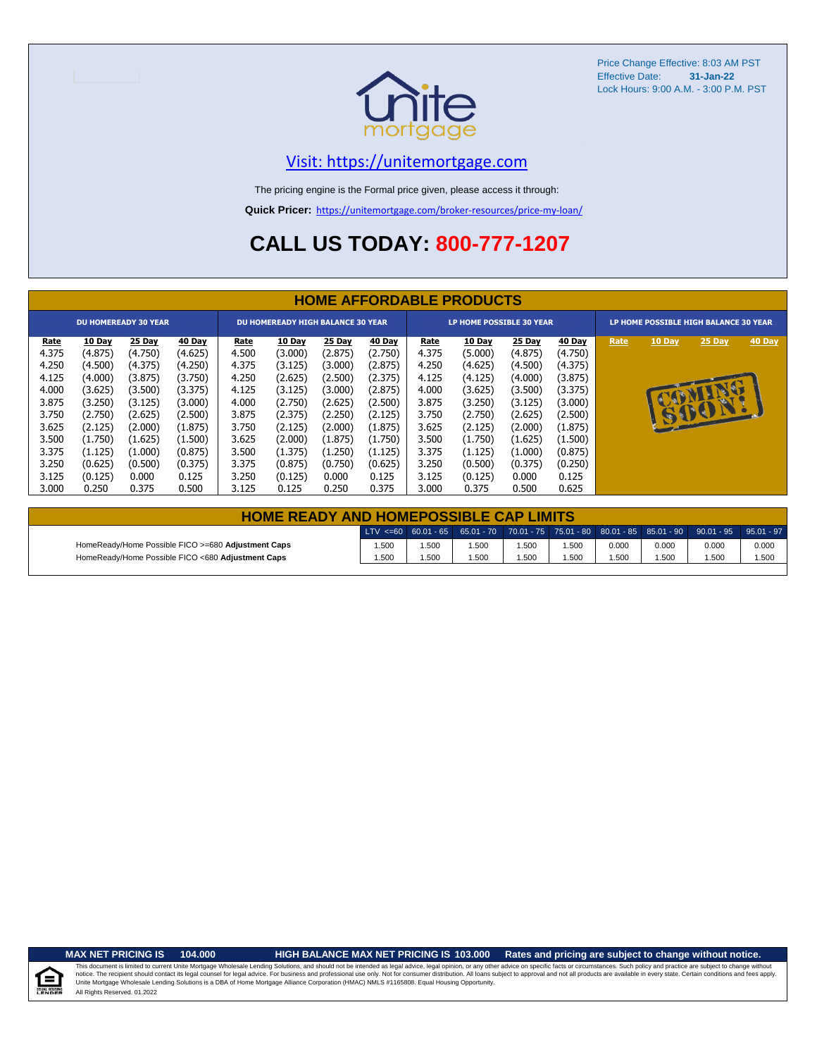Price Change Effective: 8:03 AM PST
Effective Date: **31-Jan-22**
Lock Hours: 9:00 A.M. - 3:00 P.M. PST

unite mortgage

[Visit: https://unitemortgage.com](https://unitemortgage.com)

The pricing engine is the Formal price given, please access it through:

**Quick Pricer:** https://unitemortgage.com/broker-resources/price-my-loan/

# CALL US TODAY: 800-777-1207

## HOME AFFORDABLE PRODUCTS

| DU HOMEREADY 30 YEAR | | | | DU HOMEREADY HIGH BALANCE 30 YEAR | | | | LP HOME POSSIBLE 30 YEAR | | | | LP HOME POSSIBLE HIGH BALANCE 30 YEAR | | | |
|---|---|---|---|---|---|---|---|---|---|---|---|---|---|---|---|
| Rate | 10 Day | 25 Day | 40 Day | Rate | 10 Day | 25 Day | 40 Day | Rate | 10 Day | 25 Day | 40 Day | Rate | 10 Day | 25 Day | 40 Day |
| 4.375 | (4.875) | (4.750) | (4.625) | 4.500 | (3.000) | (2.875) | (2.750) | 4.375 | (5.000) | (4.875) | (4.750) | | | | |
| 4.250 | (4.500) | (4.375) | (4.250) | 4.375 | (3.125) | (3.000) | (2.875) | 4.250 | (4.625) | (4.500) | (4.375) | | | | |
| 4.125 | (4.000) | (3.875) | (3.750) | 4.250 | (2.625) | (2.500) | (2.375) | 4.125 | (4.125) | (4.000) | (3.875) | | COMING SOON! | | |
| 4.000 | (3.625) | (3.500) | (3.375) | 4.125 | (3.125) | (3.000) | (2.875) | 4.000 | (3.625) | (3.500) | (3.375) | | | | |
| 3.875 | (3.250) | (3.125) | (3.000) | 4.000 | (2.750) | (2.625) | (2.500) | 3.875 | (3.250) | (3.125) | (3.000) | | | | |
| 3.750 | (2.750) | (2.625) | (2.500) | 3.875 | (2.375) | (2.250) | (2.125) | 3.750 | (2.750) | (2.625) | (2.500) | | | | |
| 3.625 | (2.125) | (2.000) | (1.875) | 3.750 | (2.125) | (2.000) | (1.875) | 3.625 | (2.125) | (2.000) | (1.875) | | | | |
| 3.500 | (1.750) | (1.625) | (1.500) | 3.625 | (2.000) | (1.875) | (1.750) | 3.500 | (1.750) | (1.625) | (1.500) | | | | |
| 3.375 | (1.125) | (1.000) | (0.875) | 3.500 | (1.375) | (1.250) | (1.125) | 3.375 | (1.125) | (1.000) | (0.875) | | | | |
| 3.250 | (0.625) | (0.500) | (0.375) | 3.375 | (0.875) | (0.750) | (0.625) | 3.250 | (0.500) | (0.375) | (0.250) | | | | |
| 3.125 | (0.125) | 0.000 | 0.125 | 3.250 | (0.125) | 0.000 | 0.125 | 3.125 | (0.125) | 0.000 | 0.125 | | | | |
| 3.000 | 0.250 | 0.375 | 0.500 | 3.125 | 0.125 | 0.250 | 0.375 | 3.000 | 0.375 | 0.500 | 0.625 | | | | |

## HOME READY AND HOMEPOSSIBLE CAP LIMITS

| | LTV <=60 | 60.01 - 65 | 65.01 - 70 | 70.01 - 75 | 75.01 - 80 | 80.01 - 85 | 85.01 - 90 | 90.01 - 95 | 95.01 - 97 |
|---|---|---|---|---|---|---|---|---|---|
| HomeReady/Home Possible FICO >=680 **Adjustment Caps** | 1.500 | 1.500 | 1.500 | 1.500 | 1.500 | 0.000 | 0.000 | 0.000 | 0.000 |
| HomeReady/Home Possible FICO <680 **Adjustment Caps** | 1.500 | 1.500 | 1.500 | 1.500 | 1.500 | 1.500 | 1.500 | 1.500 | 1.500 |

**MAX NET PRICING IS 104.000** **HIGH BALANCE MAX NET PRICING IS 103.000** **Rates and pricing are subject to change without notice.**

This document is limited to current Unite Mortgage Wholesale Lending Solutions, and should not be intended as legal advice, legal opinion, or any other advice on specific facts or circumstances. Such policy and practice are subject to change without notice. The recipient should contact its legal counsel for legal advice. For business and professional use only. Not for consumer distribution. All loans subject to approval and not all products are available in every state. Certain conditions and fees apply. Unite Mortgage Wholesale Lending Solutions is a DBA of Home Mortgage Alliance Corporation (HMAC) NMLS #1165808. Equal Housing Opportunity.
All Rights Reserved. 01.2022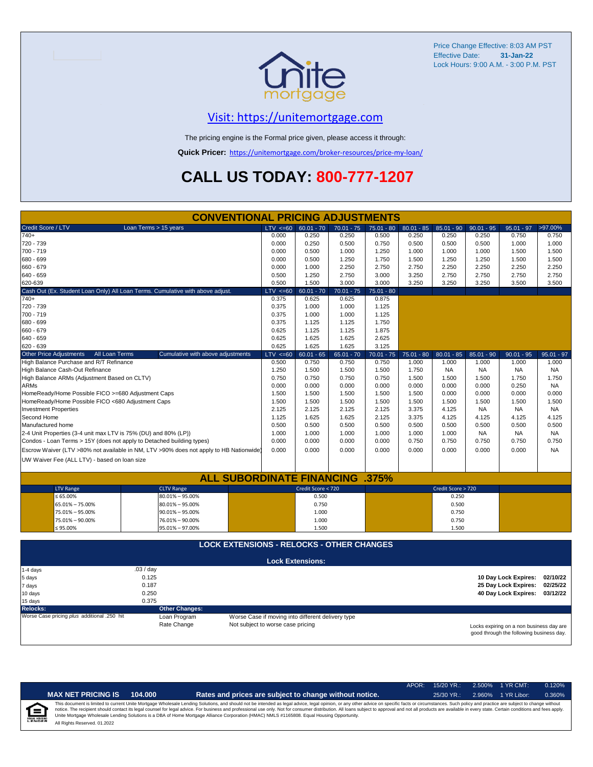Price Change Effective: 8:03 AM PST
Effective Date: **31-Jan-22**
Lock Hours: 9:00 A.M. - 3:00 P.M. PST

## Visit: https://unitemortgage.com

The pricing engine is the Formal price given, please access it through:

**Quick Pricer:** https://unitemortgage.com/broker-resources/price-my-loan/

# CALL US TODAY: 800-777-1207

## CONVENTIONAL PRICING ADJUSTMENTS

| Credit Score / LTV — Loan Terms > 15 years | LTV <=60 | 60.01 - 70 | 70.01 - 75 | 75.01 - 80 | 80.01 - 85 | 85.01 - 90 | 90.01 - 95 | 95.01 - 97 | >97.00% |
|---|---|---|---|---|---|---|---|---|---|
| 740+ | 0.000 | 0.250 | 0.250 | 0.500 | 0.250 | 0.250 | 0.250 | 0.750 | 0.750 |
| 720 - 739 | 0.000 | 0.250 | 0.500 | 0.750 | 0.500 | 0.500 | 0.500 | 1.000 | 1.000 |
| 700 - 719 | 0.000 | 0.500 | 1.000 | 1.250 | 1.000 | 1.000 | 1.000 | 1.500 | 1.500 |
| 680 - 699 | 0.000 | 0.500 | 1.250 | 1.750 | 1.500 | 1.250 | 1.250 | 1.500 | 1.500 |
| 660 - 679 | 0.000 | 1.000 | 2.250 | 2.750 | 2.750 | 2.250 | 2.250 | 2.250 | 2.250 |
| 640 - 659 | 0.500 | 1.250 | 2.750 | 3.000 | 3.250 | 2.750 | 2.750 | 2.750 | 2.750 |
| 620-639 | 0.500 | 1.500 | 3.000 | 3.000 | 3.250 | 3.250 | 3.250 | 3.500 | 3.500 |

| Cash Out (Ex. Student Loan Only) All Loan Terms. Cumulative with above adjust. | LTV <=60 | 60.01 - 70 | 70.01 - 75 | 75.01 - 80 |
|---|---|---|---|---|
| 740+ | 0.375 | 0.625 | 0.625 | 0.875 |
| 720 - 739 | 0.375 | 1.000 | 1.000 | 1.125 |
| 700 - 719 | 0.375 | 1.000 | 1.000 | 1.125 |
| 680 - 699 | 0.375 | 1.125 | 1.125 | 1.750 |
| 660 - 679 | 0.625 | 1.125 | 1.125 | 1.875 |
| 640 - 659 | 0.625 | 1.625 | 1.625 | 2.625 |
| 620 - 639 | 0.625 | 1.625 | 1.625 | 3.125 |

| Other Price Adjustments — All Loan Terms — Cumulative with above adjustments | LTV <=60 | 60.01 - 65 | 65.01 - 70 | 70.01 - 75 | 75.01 - 80 | 80.01 - 85 | 85.01 - 90 | 90.01 - 95 | 95.01 - 97 |
|---|---|---|---|---|---|---|---|---|---|
| High Balance Purchase and R/T Refinance | 0.500 | 0.750 | 0.750 | 0.750 | 1.000 | 1.000 | 1.000 | 1.000 | 1.000 |
| High Balance Cash-Out Refinance | 1.250 | 1.500 | 1.500 | 1.500 | 1.750 | NA | NA | NA | NA |
| High Balance ARMs (Adjustment Based on CLTV) | 0.750 | 0.750 | 0.750 | 0.750 | 1.500 | 1.500 | 1.500 | 1.750 | 1.750 |
| ARMs | 0.000 | 0.000 | 0.000 | 0.000 | 0.000 | 0.000 | 0.000 | 0.250 | NA |
| HomeReady/Home Possible FICO >=680 Adjustment Caps | 1.500 | 1.500 | 1.500 | 1.500 | 1.500 | 0.000 | 0.000 | 0.000 | 0.000 |
| HomeReady/Home Possible FICO <680 Adjustment Caps | 1.500 | 1.500 | 1.500 | 1.500 | 1.500 | 1.500 | 1.500 | 1.500 | 1.500 |
| Investment Properties | 2.125 | 2.125 | 2.125 | 2.125 | 3.375 | 4.125 | NA | NA | NA |
| Second Home | 1.125 | 1.625 | 1.625 | 2.125 | 3.375 | 4.125 | 4.125 | 4.125 | 4.125 |
| Manufactured home | 0.500 | 0.500 | 0.500 | 0.500 | 0.500 | 0.500 | 0.500 | 0.500 | 0.500 |
| 2-4 Unit Properties (3-4 unit max LTV is 75% (DU) and 80% (LP)) | 1.000 | 1.000 | 1.000 | 1.000 | 1.000 | 1.000 | NA | NA | NA |
| Condos - Loan Terms > 15Y (does not apply to Detached building types) | 0.000 | 0.000 | 0.000 | 0.000 | 0.750 | 0.750 | 0.750 | 0.750 | 0.750 |
| Escrow Waiver (LTV >80% not available in NM, LTV >90% does not apply to HB Nationwide) | 0.000 | 0.000 | 0.000 | 0.000 | 0.000 | 0.000 | 0.000 | 0.000 | NA |
| UW Waiver Fee (ALL LTV) - based on loan size | | | | | | | | | |

## ALL SUBORDINATE FINANCING .375%

| LTV Range | CLTV Range | Credit Score < 720 | Credit Score > 720 |
|---|---|---|---|
| ≤ 65.00% | 80.01% – 95.00% | 0.500 | 0.250 |
| 65.01% – 75.00% | 80.01% – 95.00% | 0.750 | 0.500 |
| 75.01% – 95.00% | 90.01% – 95.00% | 1.000 | 0.750 |
| 75.01% – 90.00% | 76.01% – 90.00% | 1.000 | 0.750 |
| ≤ 95.00% | 95.01% – 97.00% | 1.500 | 1.500 |

## LOCK EXTENSIONS - RELOCKS - OTHER CHANGES

### Lock Extensions:

| Days | Cost |
|---|---|
| 1-4 days | .03 / day |
| 5 days | 0.125 |
| 7 days | 0.187 |
| 10 days | 0.250 |
| 15 days | 0.375 |

**10 Day Lock Expires:** 02/10/22
**25 Day Lock Expires:** 02/25/22
**40 Day Lock Expires:** 03/12/22

**Relocks:**
Worse Case pricing *plus* additional .250 hit

**Other Changes:**

| | |
|---|---|
| Loan Program | Worse Case if moving into different delivery type |
| Rate Change | Not subject to worse case pricing |

Locks expiring on a non business day are good through the following business day.

| APOR: | 15/20 YR.: | 2.500% | 1 YR CMT: | 0.120% |
|---|---|---|---|---|
| | 25/30 YR.: | 2.960% | 1 YR Libor: | 0.360% |

**MAX NET PRICING IS 104.000** — **Rates and prices are subject to change without notice.**

This document is limited to current Unite Mortgage Wholesale Lending Solutions, and should not be intended as legal advice, legal opinion, or any other advice on specific facts or circumstances. Such policy and practice are subject to change without notice. The recipient should contact its legal counsel for legal advice. For business and professional use only. Not for consumer distribution. All loans subject to approval and not all products are available in every state. Certain conditions and fees apply. Unite Mortgage Wholesale Lending Solutions is a DBA of Home Mortgage Alliance Corporation (HMAC) NMLS #1165808. Equal Housing Opportunity.

All Rights Reserved. 01.2022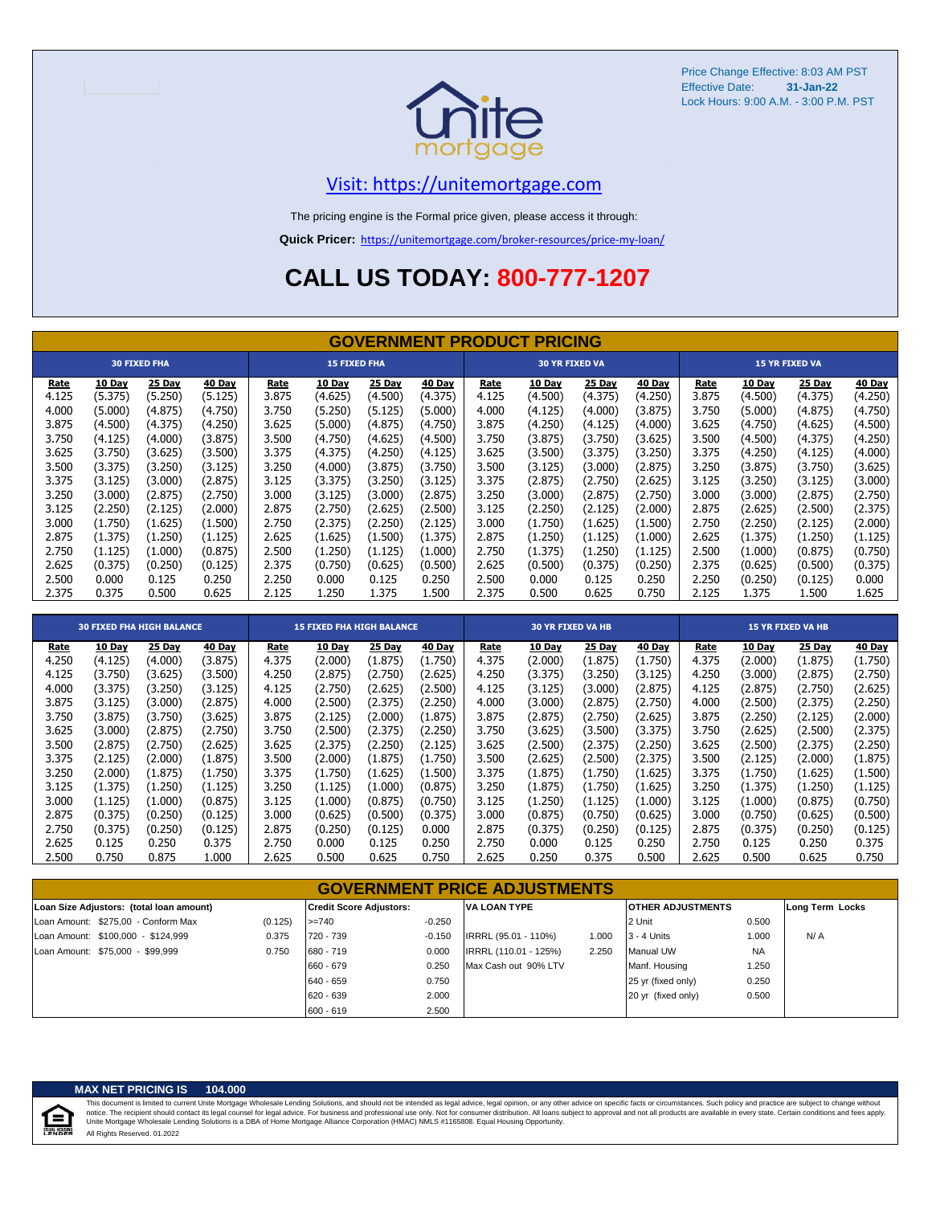Price Change Effective: 8:03 AM PST
Effective Date: **31-Jan-22**
Lock Hours: 9:00 A.M. - 3:00 P.M. PST

unite mortgage

Visit: https://unitemortgage.com

The pricing engine is the Formal price given, please access it through:

**Quick Pricer:** https://unitemortgage.com/broker-resources/price-my-loan/

# CALL US TODAY: 800-777-1207

## GOVERNMENT PRODUCT PRICING

| 30 FIXED FHA | | | | 15 FIXED FHA | | | | 30 YR FIXED VA | | | | 15 YR FIXED VA | | | |
|---|---|---|---|---|---|---|---|---|---|---|---|---|---|---|---|
| Rate | 10 Day | 25 Day | 40 Day | Rate | 10 Day | 25 Day | 40 Day | Rate | 10 Day | 25 Day | 40 Day | Rate | 10 Day | 25 Day | 40 Day |
| 4.125 | (5.375) | (5.250) | (5.125) | 3.875 | (4.625) | (4.500) | (4.375) | 4.125 | (4.500) | (4.375) | (4.250) | 3.875 | (4.500) | (4.375) | (4.250) |
| 4.000 | (5.000) | (4.875) | (4.750) | 3.750 | (5.250) | (5.125) | (5.000) | 4.000 | (4.125) | (4.000) | (3.875) | 3.750 | (5.000) | (4.875) | (4.750) |
| 3.875 | (4.500) | (4.375) | (4.250) | 3.625 | (5.000) | (4.875) | (4.750) | 3.875 | (4.250) | (4.125) | (4.000) | 3.625 | (4.750) | (4.625) | (4.500) |
| 3.750 | (4.125) | (4.000) | (3.875) | 3.500 | (4.750) | (4.625) | (4.500) | 3.750 | (3.875) | (3.750) | (3.625) | 3.500 | (4.500) | (4.375) | (4.250) |
| 3.625 | (3.750) | (3.625) | (3.500) | 3.375 | (4.375) | (4.250) | (4.125) | 3.625 | (3.500) | (3.375) | (3.250) | 3.375 | (4.250) | (4.125) | (4.000) |
| 3.500 | (3.375) | (3.250) | (3.125) | 3.250 | (4.000) | (3.875) | (3.750) | 3.500 | (3.125) | (3.000) | (2.875) | 3.250 | (3.875) | (3.750) | (3.625) |
| 3.375 | (3.125) | (3.000) | (2.875) | 3.125 | (3.375) | (3.250) | (3.125) | 3.375 | (2.875) | (2.750) | (2.625) | 3.125 | (3.250) | (3.125) | (3.000) |
| 3.250 | (3.000) | (2.875) | (2.750) | 3.000 | (3.125) | (3.000) | (2.875) | 3.250 | (3.000) | (2.875) | (2.750) | 3.000 | (3.000) | (2.875) | (2.750) |
| 3.125 | (2.250) | (2.125) | (2.000) | 2.875 | (2.750) | (2.625) | (2.500) | 3.125 | (2.250) | (2.125) | (2.000) | 2.875 | (2.625) | (2.500) | (2.375) |
| 3.000 | (1.750) | (1.625) | (1.500) | 2.750 | (2.375) | (2.250) | (2.125) | 3.000 | (1.750) | (1.625) | (1.500) | 2.750 | (2.250) | (2.125) | (2.000) |
| 2.875 | (1.375) | (1.250) | (1.125) | 2.625 | (1.625) | (1.500) | (1.375) | 2.875 | (1.250) | (1.125) | (1.000) | 2.625 | (1.375) | (1.250) | (1.125) |
| 2.750 | (1.125) | (1.000) | (0.875) | 2.500 | (1.250) | (1.125) | (1.000) | 2.750 | (1.375) | (1.250) | (1.125) | 2.500 | (1.000) | (0.875) | (0.750) |
| 2.625 | (0.375) | (0.250) | (0.125) | 2.375 | (0.750) | (0.625) | (0.500) | 2.625 | (0.500) | (0.375) | (0.250) | 2.375 | (0.625) | (0.500) | (0.375) |
| 2.500 | 0.000 | 0.125 | 0.250 | 2.250 | 0.000 | 0.125 | 0.250 | 2.500 | 0.000 | 0.125 | 0.250 | 2.250 | (0.250) | (0.125) | 0.000 |
| 2.375 | 0.375 | 0.500 | 0.625 | 2.125 | 1.250 | 1.375 | 1.500 | 2.375 | 0.500 | 0.625 | 0.750 | 2.125 | 1.375 | 1.500 | 1.625 |

| 30 FIXED FHA HIGH BALANCE | | | | 15 FIXED FHA HIGH BALANCE | | | | 30 YR FIXED VA HB | | | | 15 YR FIXED VA HB | | | |
|---|---|---|---|---|---|---|---|---|---|---|---|---|---|---|---|
| Rate | 10 Day | 25 Day | 40 Day | Rate | 10 Day | 25 Day | 40 Day | Rate | 10 Day | 25 Day | 40 Day | Rate | 10 Day | 25 Day | 40 Day |
| 4.250 | (4.125) | (4.000) | (3.875) | 4.375 | (2.000) | (1.875) | (1.750) | 4.375 | (2.000) | (1.875) | (1.750) | 4.375 | (2.000) | (1.875) | (1.750) |
| 4.125 | (3.750) | (3.625) | (3.500) | 4.250 | (2.875) | (2.750) | (2.625) | 4.250 | (3.375) | (3.250) | (3.125) | 4.250 | (3.000) | (2.875) | (2.750) |
| 4.000 | (3.375) | (3.250) | (3.125) | 4.125 | (2.750) | (2.625) | (2.500) | 4.125 | (3.125) | (3.000) | (2.875) | 4.125 | (2.875) | (2.750) | (2.625) |
| 3.875 | (3.125) | (3.000) | (2.875) | 4.000 | (2.500) | (2.375) | (2.250) | 4.000 | (3.000) | (2.875) | (2.750) | 4.000 | (2.500) | (2.375) | (2.250) |
| 3.750 | (3.875) | (3.750) | (3.625) | 3.875 | (2.125) | (2.000) | (1.875) | 3.875 | (2.875) | (2.750) | (2.625) | 3.875 | (2.250) | (2.125) | (2.000) |
| 3.625 | (3.000) | (2.875) | (2.750) | 3.750 | (2.500) | (2.375) | (2.250) | 3.750 | (3.625) | (3.500) | (3.375) | 3.750 | (2.625) | (2.500) | (2.375) |
| 3.500 | (2.875) | (2.750) | (2.625) | 3.625 | (2.375) | (2.250) | (2.125) | 3.625 | (2.500) | (2.375) | (2.250) | 3.625 | (2.500) | (2.375) | (2.250) |
| 3.375 | (2.125) | (2.000) | (1.875) | 3.500 | (2.000) | (1.875) | (1.750) | 3.500 | (2.625) | (2.500) | (2.375) | 3.500 | (2.125) | (2.000) | (1.875) |
| 3.250 | (2.000) | (1.875) | (1.750) | 3.375 | (1.750) | (1.625) | (1.500) | 3.375 | (1.875) | (1.750) | (1.625) | 3.375 | (1.750) | (1.625) | (1.500) |
| 3.125 | (1.375) | (1.250) | (1.125) | 3.250 | (1.125) | (1.000) | (0.875) | 3.250 | (1.875) | (1.750) | (1.625) | 3.250 | (1.375) | (1.250) | (1.125) |
| 3.000 | (1.125) | (1.000) | (0.875) | 3.125 | (1.000) | (0.875) | (0.750) | 3.125 | (1.250) | (1.125) | (1.000) | 3.125 | (1.000) | (0.875) | (0.750) |
| 2.875 | (0.375) | (0.250) | (0.125) | 3.000 | (0.625) | (0.500) | (0.375) | 3.000 | (0.875) | (0.750) | (0.625) | 3.000 | (0.750) | (0.625) | (0.500) |
| 2.750 | (0.375) | (0.250) | (0.125) | 2.875 | (0.250) | (0.125) | 0.000 | 2.875 | (0.375) | (0.250) | (0.125) | 2.875 | (0.375) | (0.250) | (0.125) |
| 2.625 | 0.125 | 0.250 | 0.375 | 2.750 | 0.000 | 0.125 | 0.250 | 2.750 | 0.000 | 0.125 | 0.250 | 2.750 | 0.125 | 0.250 | 0.375 |
| 2.500 | 0.750 | 0.875 | 1.000 | 2.625 | 0.500 | 0.625 | 0.750 | 2.625 | 0.250 | 0.375 | 0.500 | 2.625 | 0.500 | 0.625 | 0.750 |

## GOVERNMENT PRICE ADJUSTMENTS

| Loan Size Adjustors: (total loan amount) | | Credit Score Adjustors: | | VA LOAN TYPE | | OTHER ADJUSTMENTS | | Long Term Locks |
|---|---|---|---|---|---|---|---|---|
| Loan Amount: $275,000 - Conform Max | (0.125) | >=740 | -0.250 | | | 2 Unit | 0.500 | |
| Loan Amount: $100,000 - $124,999 | 0.375 | 720 - 739 | -0.150 | IRRRL (95.01 - 110%) | 1.000 | 3 - 4 Units | 1.000 | N/A |
| Loan Amount: $75,000 - $99,999 | 0.750 | 680 - 719 | 0.000 | IRRRL (110.01 - 125%) | 2.250 | Manual UW | NA | |
| | | 660 - 679 | 0.250 | Max Cash out 90% LTV | | Manf. Housing | 1.250 | |
| | | 640 - 659 | 0.750 | | | 25 yr (fixed only) | 0.250 | |
| | | 620 - 639 | 2.000 | | | 20 yr (fixed only) | 0.500 | |
| | | 600 - 619 | 2.500 | | | | | |

**MAX NET PRICING IS 104.000**

This document is limited to current Unite Mortgage Wholesale Lending Solutions, and should not be intended as legal advice, legal opinion, or any other advice on specific facts or circumstances. Such policy and practice are subject to change without notice. The recipient should contact its legal counsel for legal advice. For business and professional use only. Not for consumer distribution. All loans subject to approval and not all products are available in every state. Certain conditions and fees apply. Unite Mortgage Wholesale Lending Solutions is a DBA of Home Mortgage Alliance Corporation (HMAC) NMLS #1165808. Equal Housing Opportunity.
All Rights Reserved. 01.2022